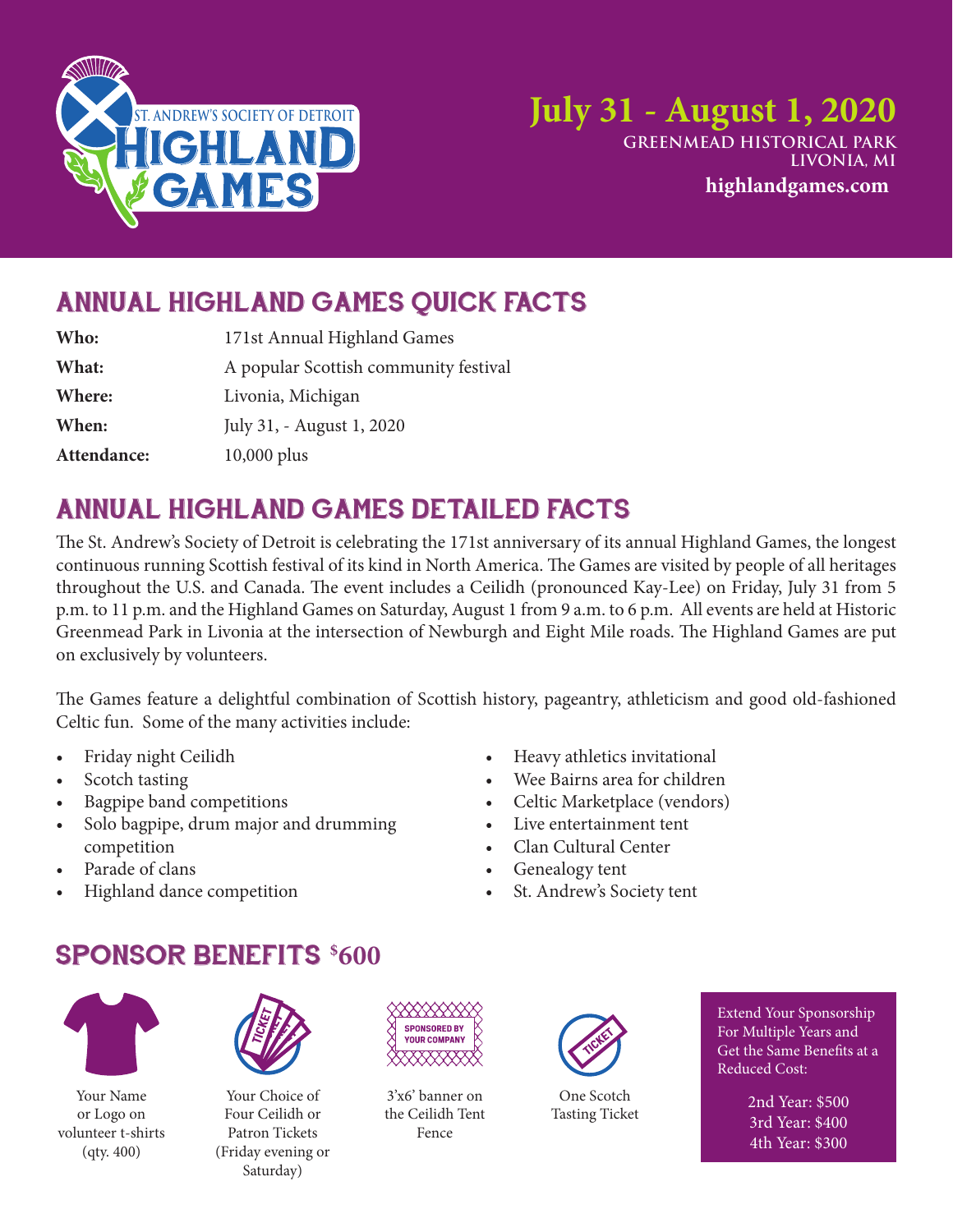ST. ANDREW'S SOCIETY OF DETROIT HIGHLAND GAMES

**July 31 - August 1, 2020**
**GREENMEAD HISTORICAL PARK**
**LIVONIA, MI**
**highlandgames.com**

## ANNUAL HIGHLAND GAMES QUICK FACTS

| | |
|---|---|
| **Who:** | 171st Annual Highland Games |
| **What:** | A popular Scottish community festival |
| **Where:** | Livonia, Michigan |
| **When:** | July 31, - August 1, 2020 |
| **Attendance:** | 10,000 plus |

## ANNUAL HIGHLAND GAMES DETAILED FACTS

The St. Andrew's Society of Detroit is celebrating the 171st anniversary of its annual Highland Games, the longest continuous running Scottish festival of its kind in North America. The Games are visited by people of all heritages throughout the U.S. and Canada. The event includes a Ceilidh (pronounced Kay-Lee) on Friday, July 31 from 5 p.m. to 11 p.m. and the Highland Games on Saturday, August 1 from 9 a.m. to 6 p.m. All events are held at Historic Greenmead Park in Livonia at the intersection of Newburgh and Eight Mile roads. The Highland Games are put on exclusively by volunteers.

The Games feature a delightful combination of Scottish history, pageantry, athleticism and good old-fashioned Celtic fun. Some of the many activities include:

- Friday night Ceilidh
- Scotch tasting
- Bagpipe band competitions
- Solo bagpipe, drum major and drumming competition
- Parade of clans
- Highland dance competition
- Heavy athletics invitational
- Wee Bairns area for children
- Celtic Marketplace (vendors)
- Live entertainment tent
- Clan Cultural Center
- Genealogy tent
- St. Andrew's Society tent

## SPONSOR BENEFITS $600

- Your Name or Logo on volunteer t-shirts (qty. 400)
- Your Choice of Four Ceilidh or Patron Tickets (Friday evening or Saturday)
- 3'x6' banner on the Ceilidh Tent Fence
- One Scotch Tasting Ticket

Extend Your Sponsorship For Multiple Years and Get the Same Benefits at a Reduced Cost:

2nd Year: $500
3rd Year: $400
4th Year: $300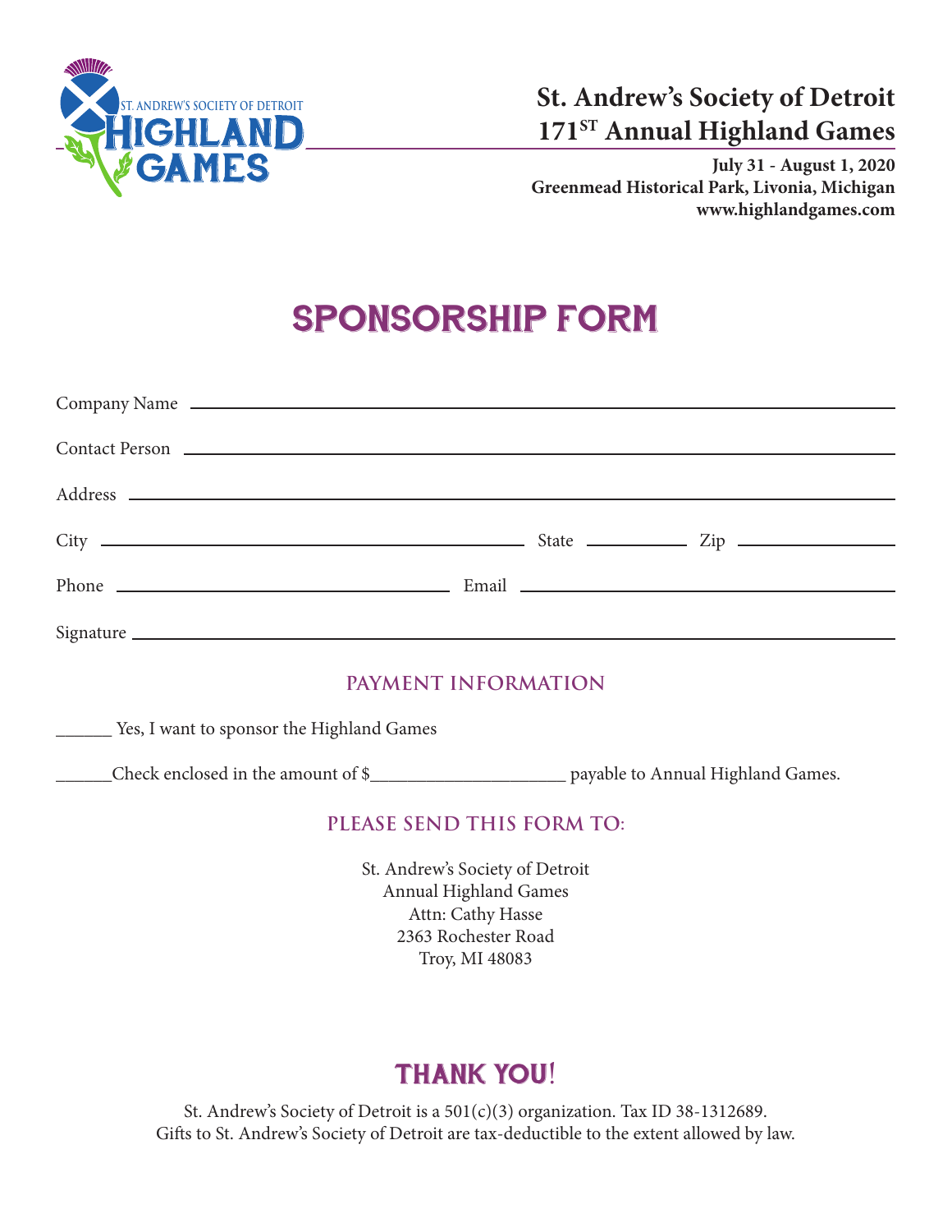ST. ANDREW'S SOCIETY OF DETROIT
HIGHLAND GAMES

**St. Andrew's Society of Detroit**
**171ST Annual Highland Games**

**July 31 - August 1, 2020**
**Greenmead Historical Park, Livonia, Michigan**
**www.highlandgames.com**

# SPONSORSHIP FORM

Company Name ________________________________________________

Contact Person ________________________________________________

Address ________________________________________________

City ______________________ State __________ Zip ______________

Phone ______________________ Email ______________________

Signature ________________________________________________

## PAYMENT INFORMATION

______ Yes, I want to sponsor the Highland Games

______Check enclosed in the amount of $____________________ payable to Annual Highland Games.

## PLEASE SEND THIS FORM TO:

St. Andrew's Society of Detroit
Annual Highland Games
Attn: Cathy Hasse
2363 Rochester Road
Troy, MI 48083

## THANK YOU!

St. Andrew's Society of Detroit is a 501(c)(3) organization. Tax ID 38-1312689.
Gifts to St. Andrew's Society of Detroit are tax-deductible to the extent allowed by law.